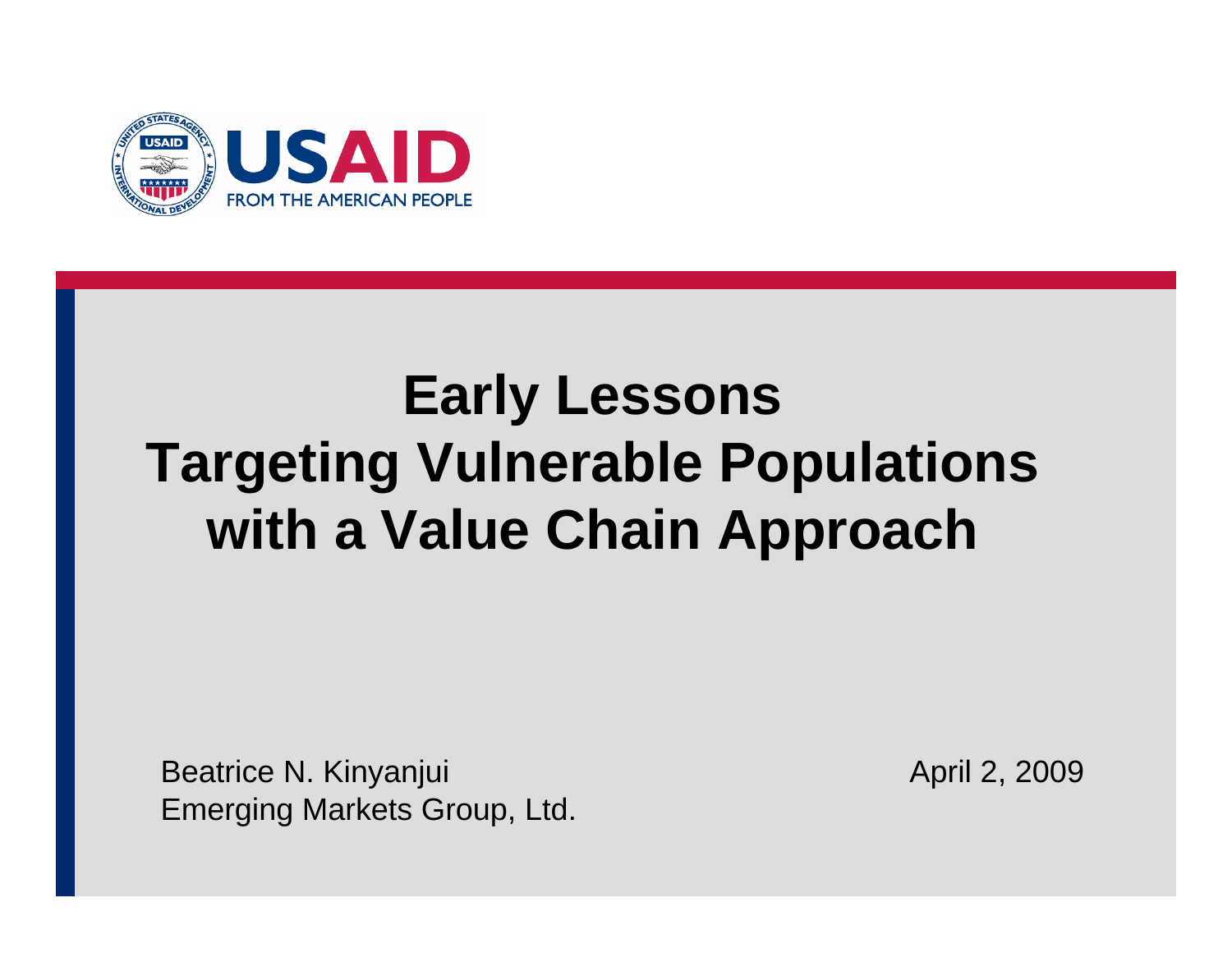USAID
FROM THE AMERICAN PEOPLE

# Early Lessons
# Targeting Vulnerable Populations with a Value Chain Approach

Beatrice N. Kinyanjui
Emerging Markets Group, Ltd.

April 2, 2009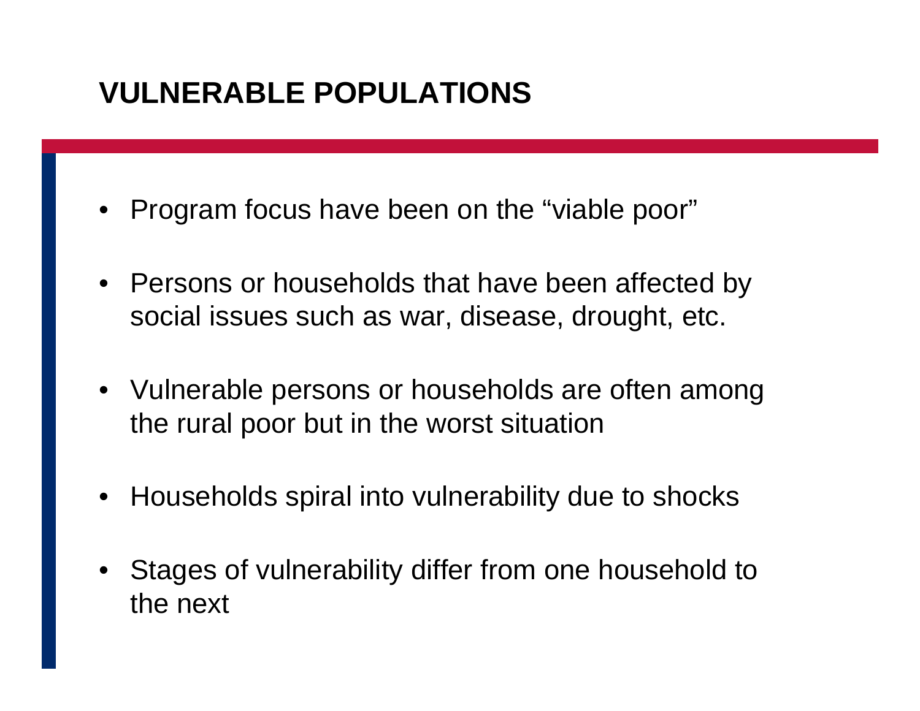# VULNERABLE POPULATIONS

- Program focus have been on the "viable poor"
- Persons or households that have been affected by social issues such as war, disease, drought, etc.
- Vulnerable persons or households are often among the rural poor but in the worst situation
- Households spiral into vulnerability due to shocks
- Stages of vulnerability differ from one household to the next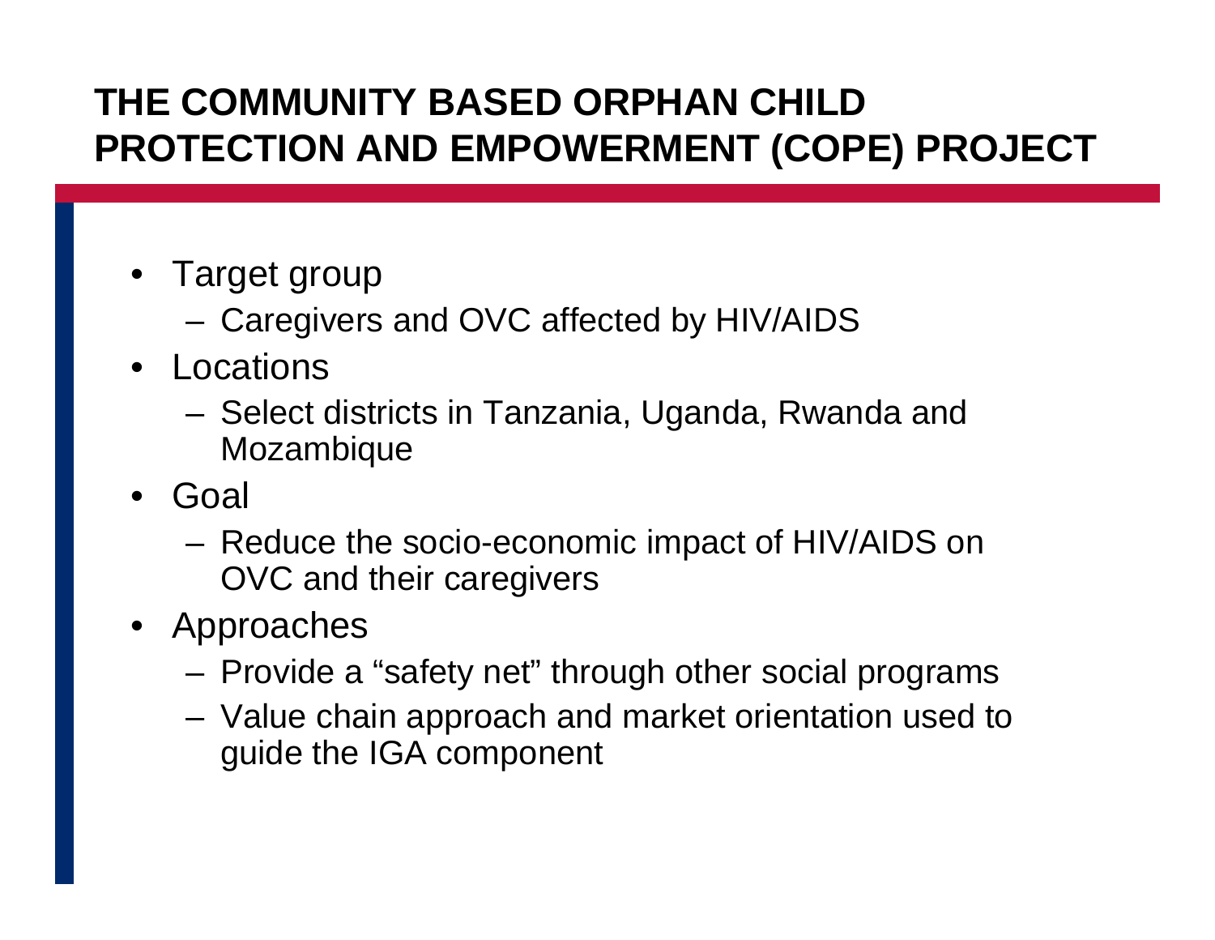# THE COMMUNITY BASED ORPHAN CHILD PROTECTION AND EMPOWERMENT (COPE) PROJECT

- Target group
  - Caregivers and OVC affected by HIV/AIDS
- Locations
  - Select districts in Tanzania, Uganda, Rwanda and Mozambique
- Goal
  - Reduce the socio-economic impact of HIV/AIDS on OVC and their caregivers
- Approaches
  - Provide a "safety net" through other social programs
  - Value chain approach and market orientation used to guide the IGA component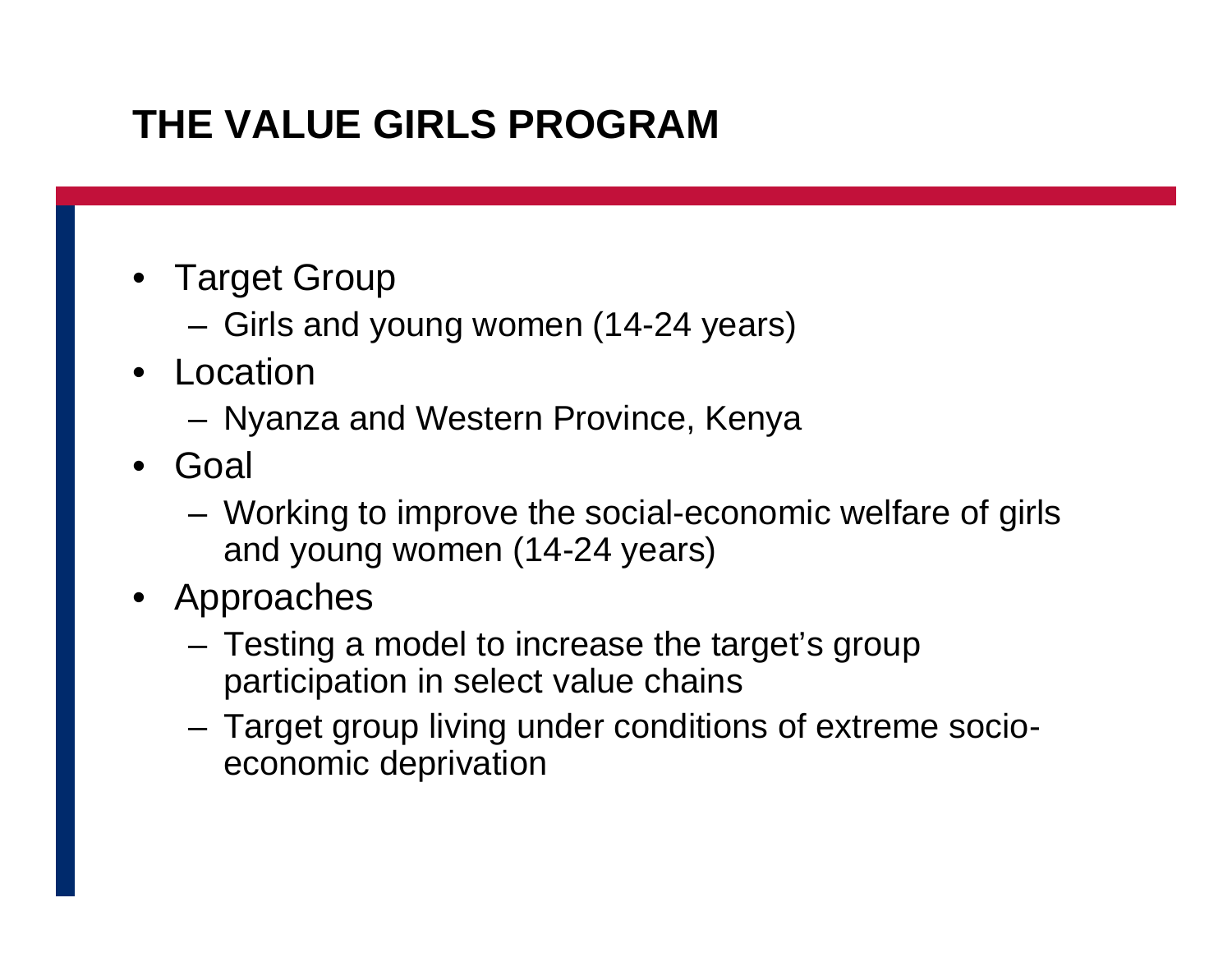# THE VALUE GIRLS PROGRAM

- Target Group
  - Girls and young women (14-24 years)
- Location
  - Nyanza and Western Province, Kenya
- Goal
  - Working to improve the social-economic welfare of girls and young women (14-24 years)
- Approaches
  - Testing a model to increase the target's group participation in select value chains
  - Target group living under conditions of extreme socio-economic deprivation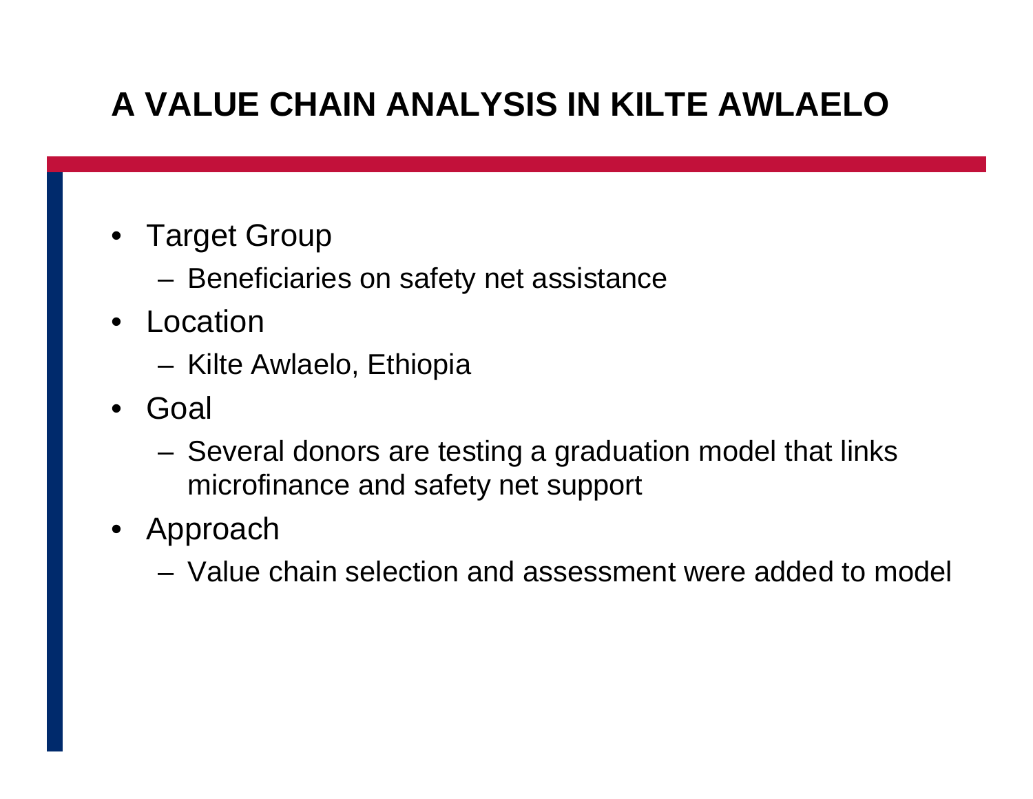# A VALUE CHAIN ANALYSIS IN KILTE AWLAELO

- Target Group
  - Beneficiaries on safety net assistance
- Location
  - Kilte Awlaelo, Ethiopia
- Goal
  - Several donors are testing a graduation model that links microfinance and safety net support
- Approach
  - Value chain selection and assessment were added to model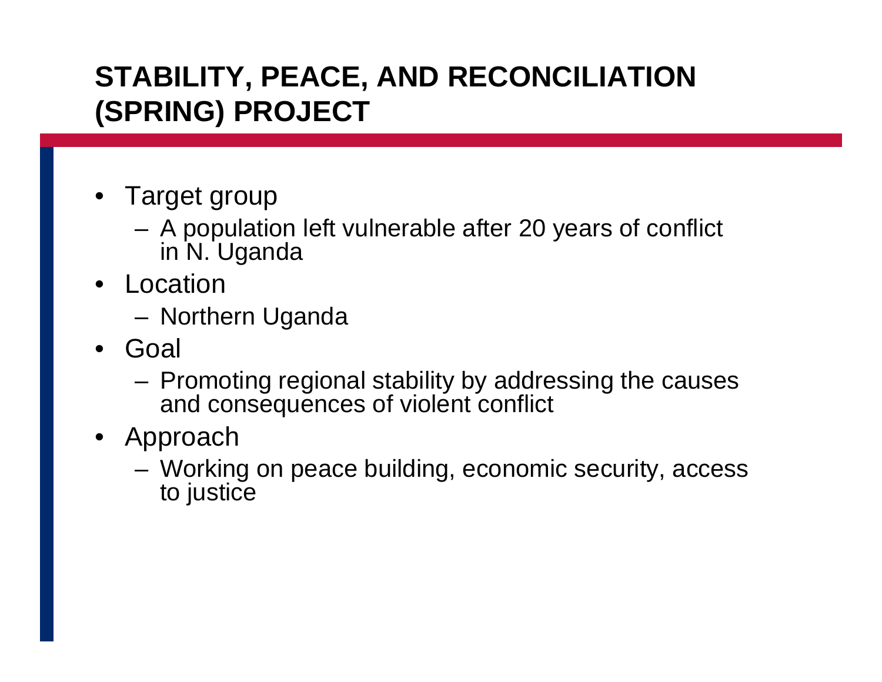# STABILITY, PEACE, AND RECONCILIATION (SPRING) PROJECT

- Target group
  - A population left vulnerable after 20 years of conflict in N. Uganda
- Location
  - Northern Uganda
- Goal
  - Promoting regional stability by addressing the causes and consequences of violent conflict
- Approach
  - Working on peace building, economic security, access to justice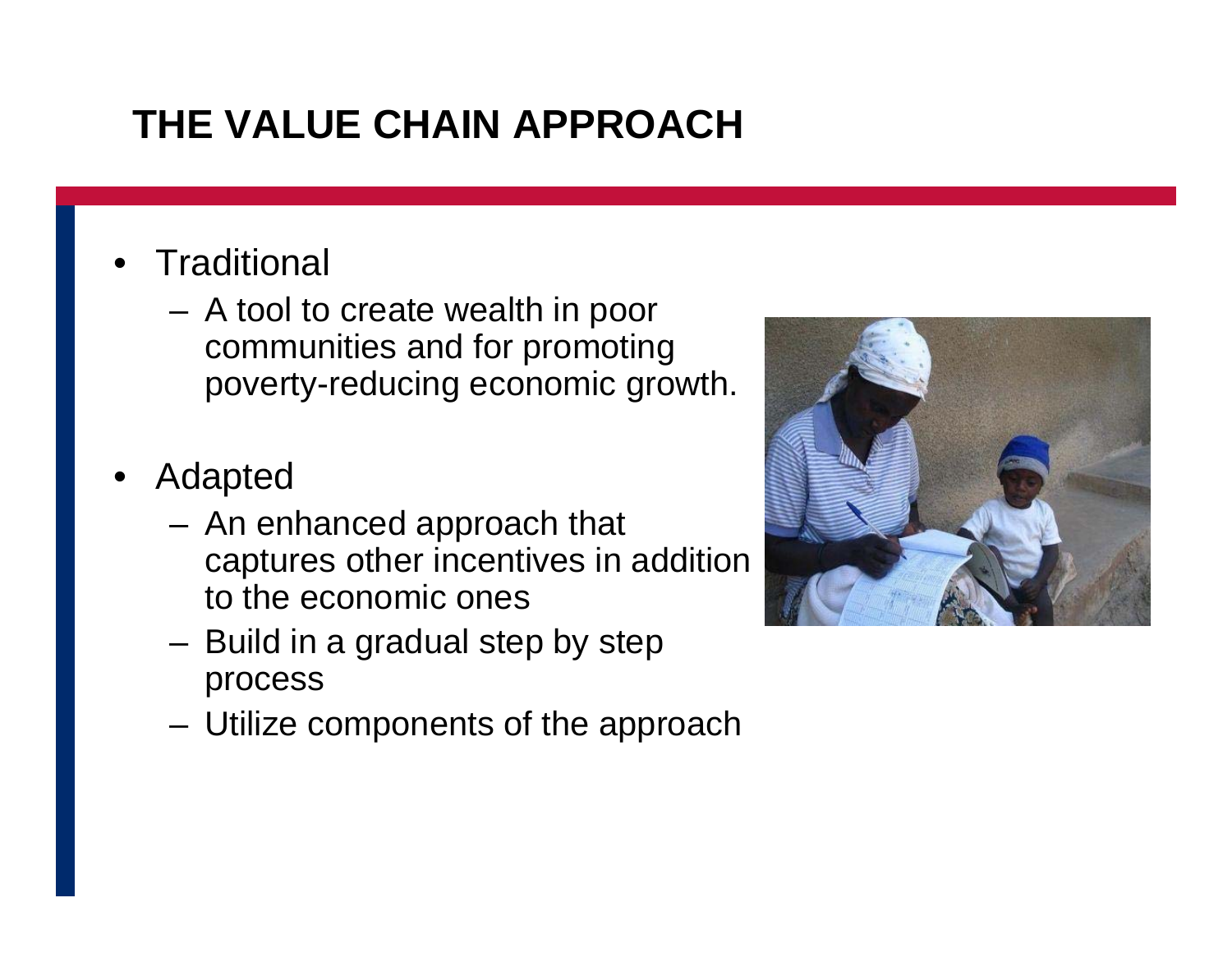# THE VALUE CHAIN APPROACH

- Traditional
  - A tool to create wealth in poor communities and for promoting poverty-reducing economic growth.
- Adapted
  - An enhanced approach that captures other incentives in addition to the economic ones
  - Build in a gradual step by step process
  - Utilize components of the approach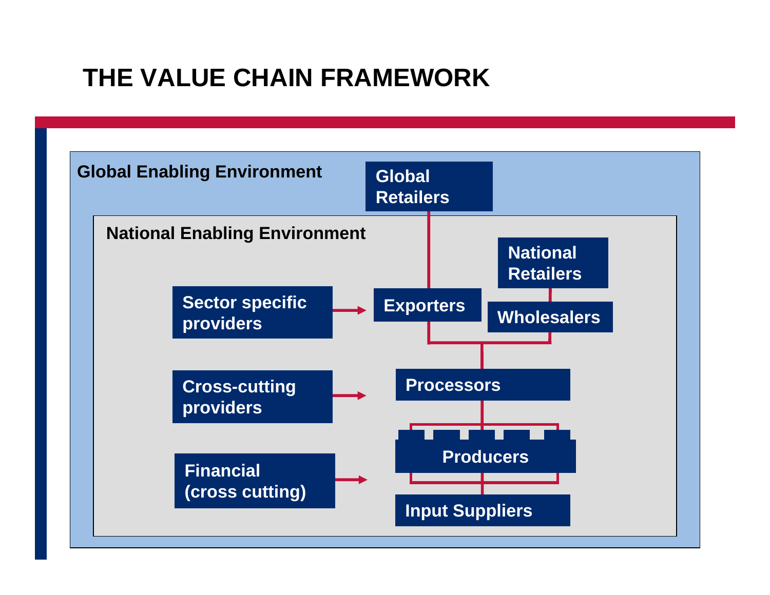# THE VALUE CHAIN FRAMEWORK

Global Enabling Environment

Global Retailers

National Enabling Environment

National Retailers

Sector specific providers

Exporters

Wholesalers

Cross-cutting providers

Processors

Producers

Financial (cross cutting)

Input Suppliers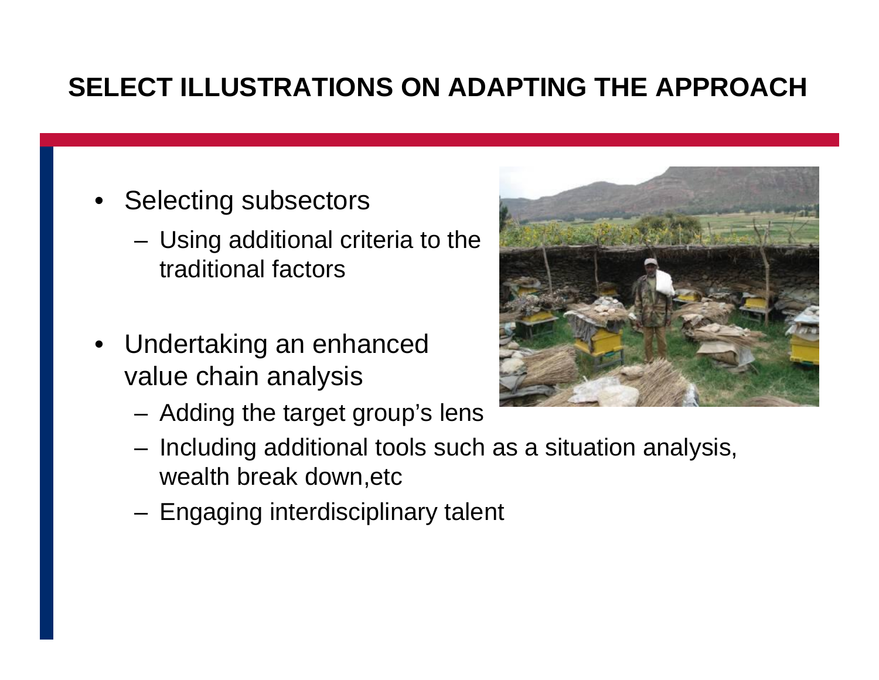# SELECT ILLUSTRATIONS ON ADAPTING THE APPROACH

- Selecting subsectors
  - Using additional criteria to the traditional factors
- Undertaking an enhanced value chain analysis
  - Adding the target group's lens
  - Including additional tools such as a situation analysis, wealth break down,etc
  - Engaging interdisciplinary talent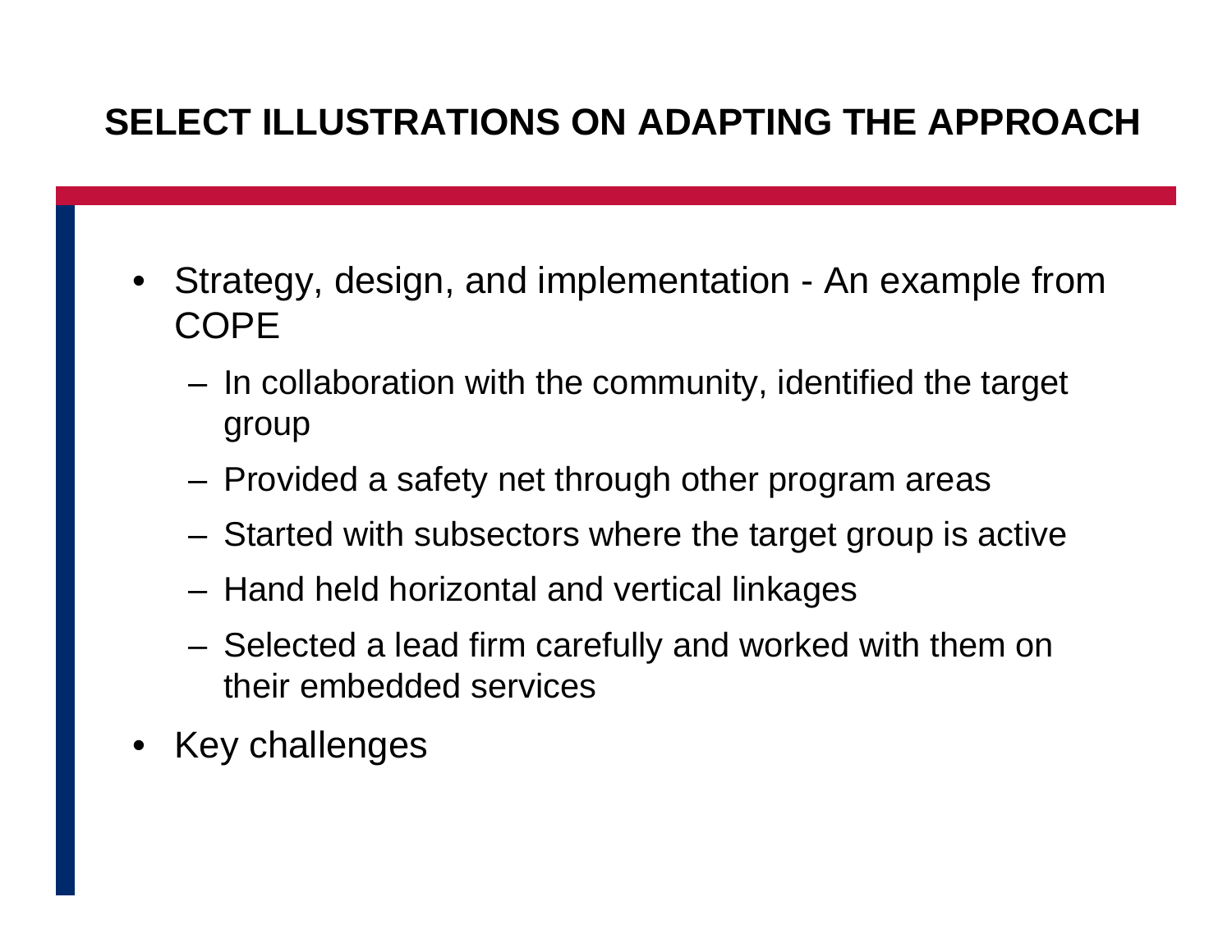# SELECT ILLUSTRATIONS ON ADAPTING THE APPROACH

- Strategy, design, and implementation - An example from COPE
  - In collaboration with the community, identified the target group
  - Provided a safety net through other program areas
  - Started with subsectors where the target group is active
  - Hand held horizontal and vertical linkages
  - Selected a lead firm carefully and worked with them on their embedded services
- Key challenges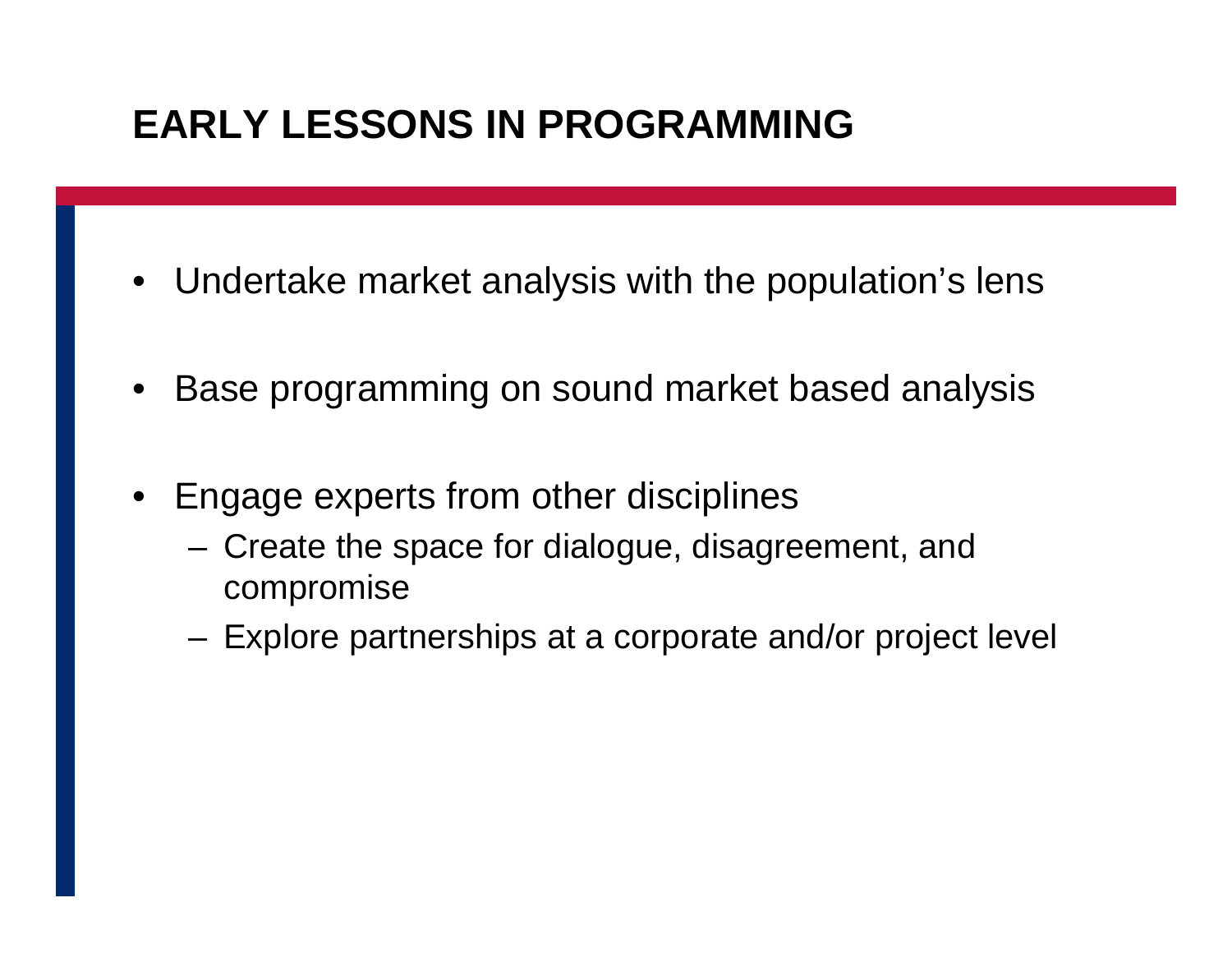# EARLY LESSONS IN PROGRAMMING

- Undertake market analysis with the population's lens
- Base programming on sound market based analysis
- Engage experts from other disciplines
  - Create the space for dialogue, disagreement, and compromise
  - Explore partnerships at a corporate and/or project level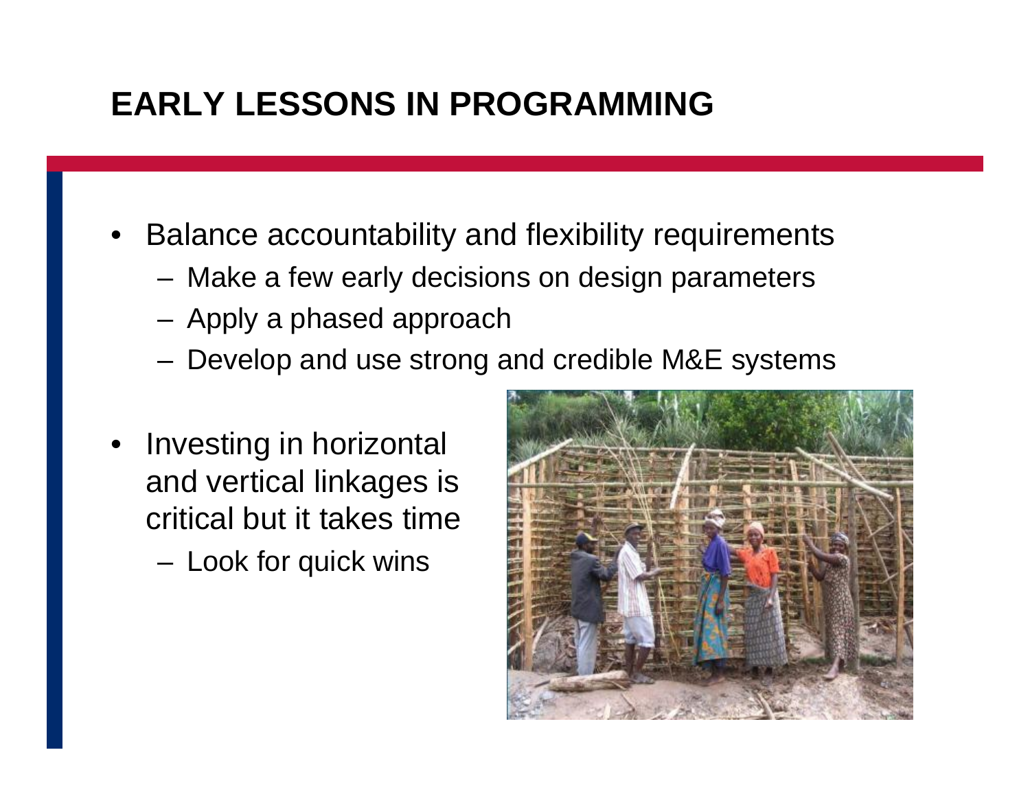# EARLY LESSONS IN PROGRAMMING

- Balance accountability and flexibility requirements
  - Make a few early decisions on design parameters
  - Apply a phased approach
  - Develop and use strong and credible M&E systems
- Investing in horizontal and vertical linkages is critical but it takes time
  - Look for quick wins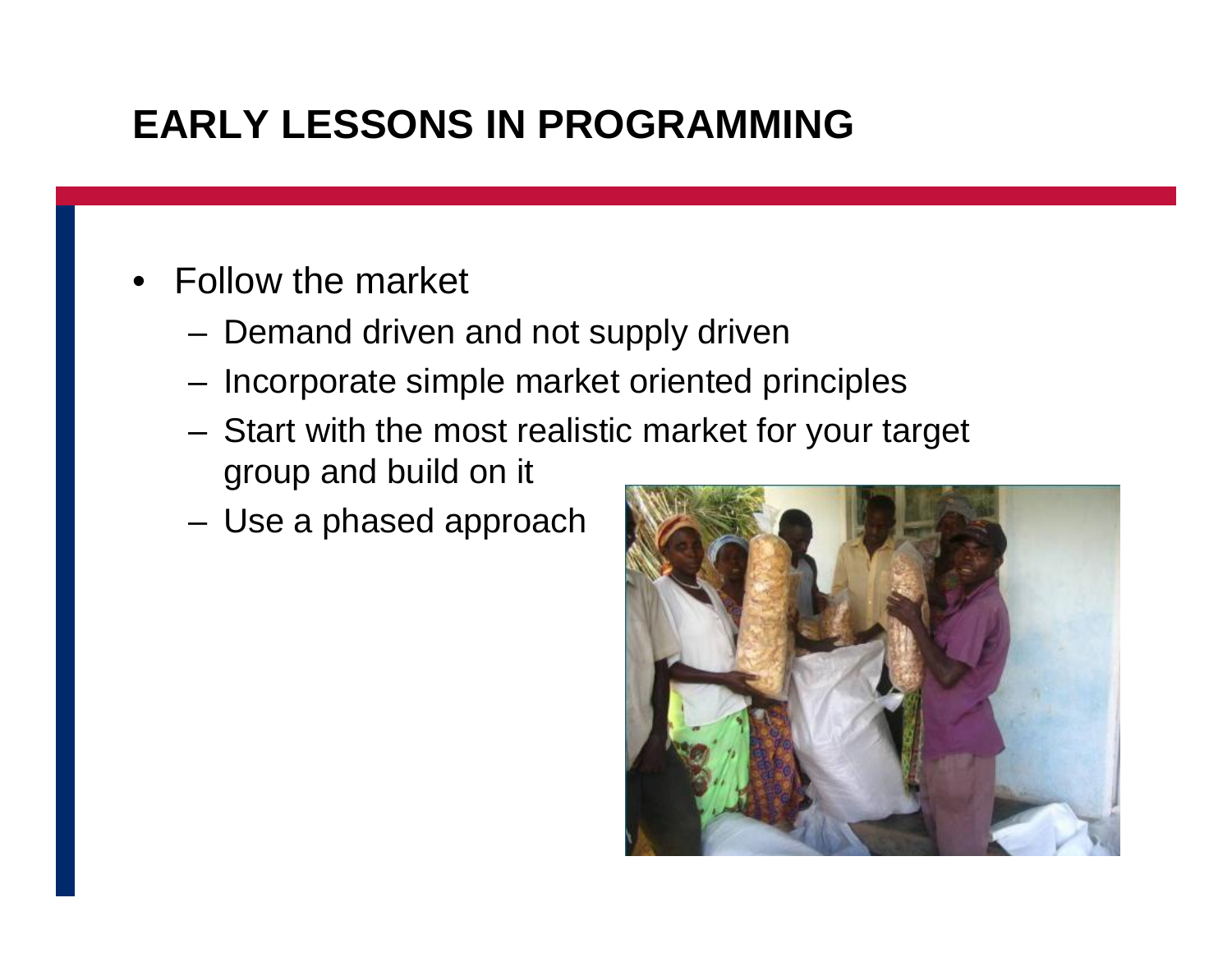# EARLY LESSONS IN PROGRAMMING

- Follow the market
  - Demand driven and not supply driven
  - Incorporate simple market oriented principles
  - Start with the most realistic market for your target group and build on it
  - Use a phased approach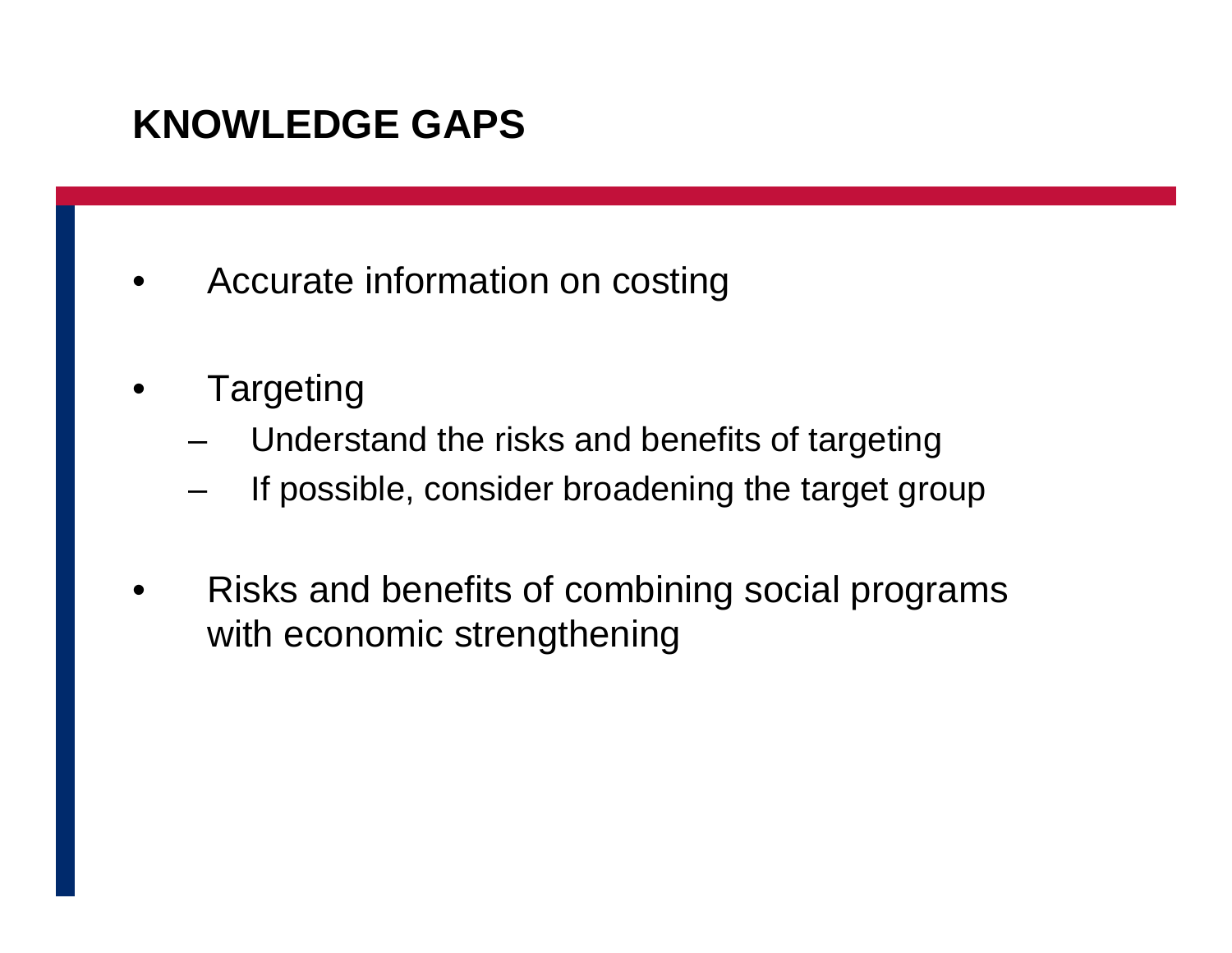# KNOWLEDGE GAPS

- Accurate information on costing
- Targeting
  - Understand the risks and benefits of targeting
  - If possible, consider broadening the target group
- Risks and benefits of combining social programs with economic strengthening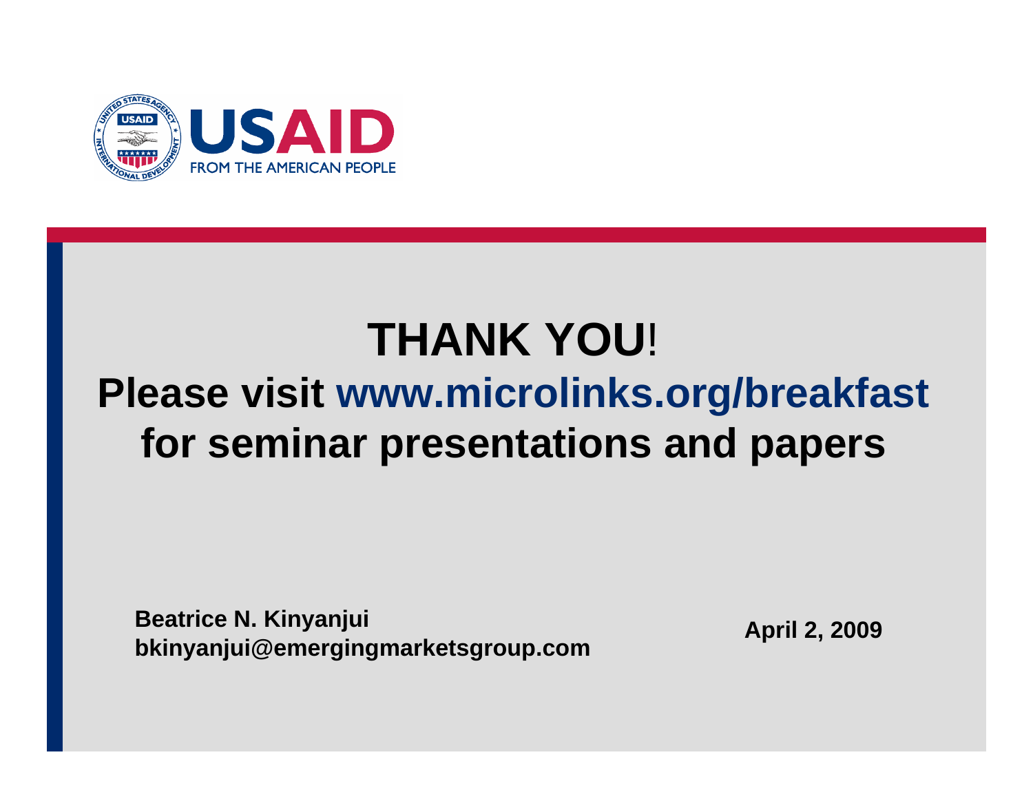USAID
FROM THE AMERICAN PEOPLE

# THANK YOU!

## Please visit www.microlinks.org/breakfast for seminar presentations and papers

**Beatrice N. Kinyanjui**
**bkinyanjui@emergingmarketsgroup.com**

**April 2, 2009**